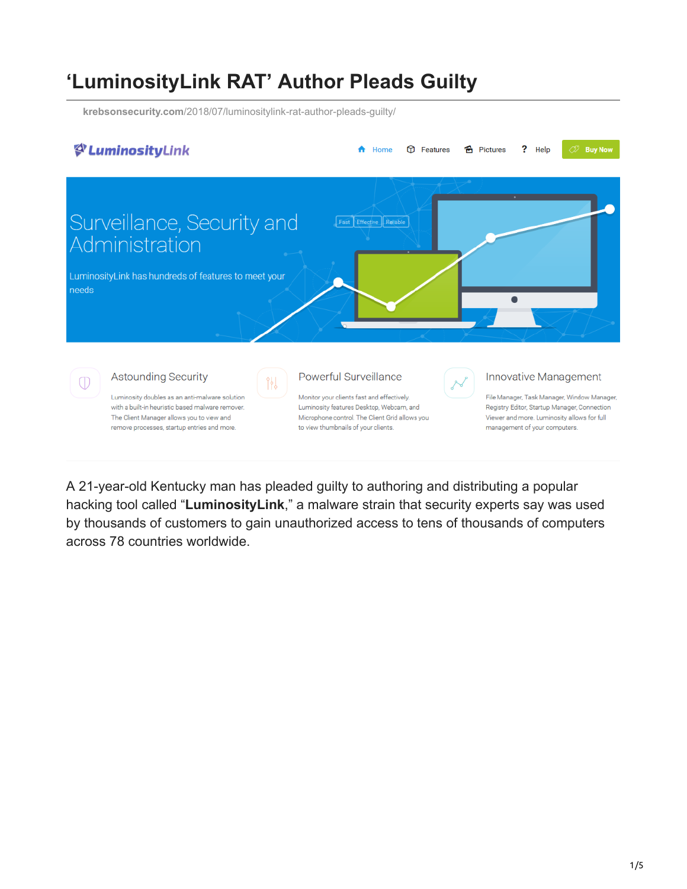# ‘LuminosityLink RAT’ Author Pleads Guilty

krebsonsecurity.com/2018/07/luminositylink-rat-author-pleads-guilty/

LuminosityLink

Home | Features | Pictures | Help | Buy Now

Surveillance, Security and Administration

Fast | Effective | Reliable

LuminosityLink has hundreds of features to meet your needs

**Astounding Security**

Luminosity doubles as an anti-malware solution with a built-in heuristic based malware remover. The Client Manager allows you to view and remove processes, startup entries and more.

**Powerful Surveillance**

Monitor your clients fast and effectively. Luminosity features Desktop, Webcam, and Microphone control. The Client Grid allows you to view thumbnails of your clients.

**Innovative Management**

File Manager, Task Manager, Window Manager, Registry Editor, Startup Manager, Connection Viewer and more. Luminosity allows for full management of your computers.

---

A 21-year-old Kentucky man has pleaded guilty to authoring and distributing a popular hacking tool called “**LuminosityLink**,” a malware strain that security experts say was used by thousands of customers to gain unauthorized access to tens of thousands of computers across 78 countries worldwide.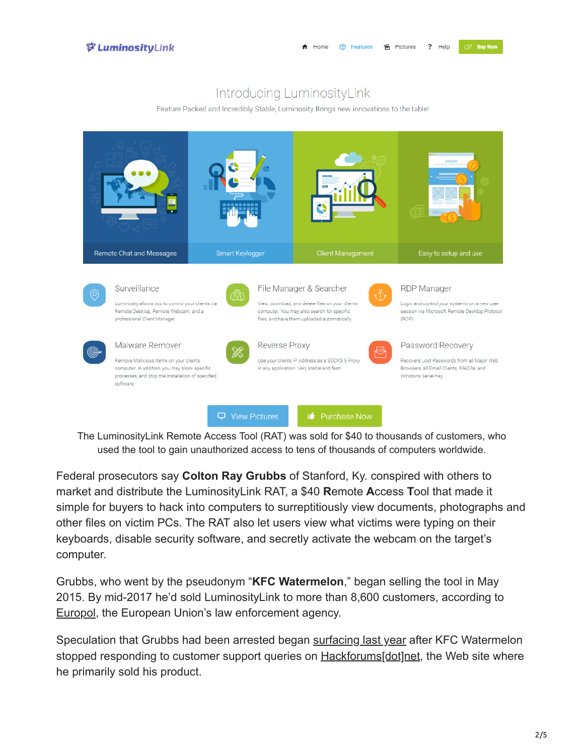The LuminosityLink Remote Access Tool (RAT) was sold for $40 to thousands of customers, who used the tool to gain unauthorized access to tens of thousands of computers worldwide.

Federal prosecutors say **Colton Ray Grubbs** of Stanford, Ky. conspired with others to market and distribute the LuminosityLink RAT, a $40 **R**emote **A**ccess **T**ool that made it simple for buyers to hack into computers to surreptitiously view documents, photographs and other files on victim PCs. The RAT also let users view what victims were typing on their keyboards, disable security software, and secretly activate the webcam on the target's computer.

Grubbs, who went by the pseudonym "**KFC Watermelon**," began selling the tool in May 2015. By mid-2017 he'd sold LuminosityLink to more than 8,600 customers, according to Europol, the European Union's law enforcement agency.

Speculation that Grubbs had been arrested began surfacing last year after KFC Watermelon stopped responding to customer support queries on Hackforums[dot]net, the Web site where he primarily sold his product.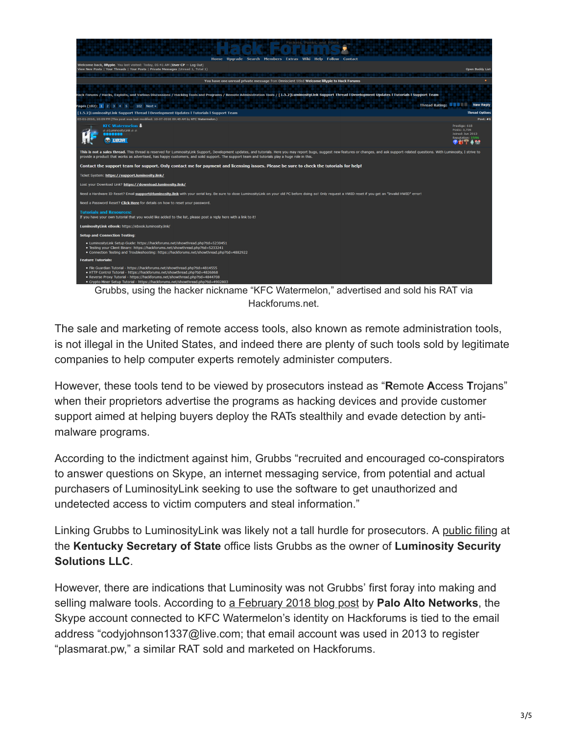Grubbs, using the hacker nickname "KFC Watermelon," advertised and sold his RAT via Hackforums.net.

The sale and marketing of remote access tools, also known as remote administration tools, is not illegal in the United States, and indeed there are plenty of such tools sold by legitimate companies to help computer experts remotely administer computers.

However, these tools tend to be viewed by prosecutors instead as "**R**emote **A**ccess **T**rojans" when their proprietors advertise the programs as hacking devices and provide customer support aimed at helping buyers deploy the RATs stealthily and evade detection by anti-malware programs.

According to the indictment against him, Grubbs "recruited and encouraged co-conspirators to answer questions on Skype, an internet messaging service, from potential and actual purchasers of LuminosityLink seeking to use the software to get unauthorized and undetected access to victim computers and steal information."

Linking Grubbs to LuminosityLink was likely not a tall hurdle for prosecutors. A public filing at the **Kentucky Secretary of State** office lists Grubbs as the owner of **Luminosity Security Solutions LLC**.

However, there are indications that Luminosity was not Grubbs' first foray into making and selling malware tools. According to a February 2018 blog post by **Palo Alto Networks**, the Skype account connected to KFC Watermelon's identity on Hackforums is tied to the email address "codyjohnson1337@live.com; that email account was used in 2013 to register "plasmarat.pw," a similar RAT sold and marketed on Hackforums.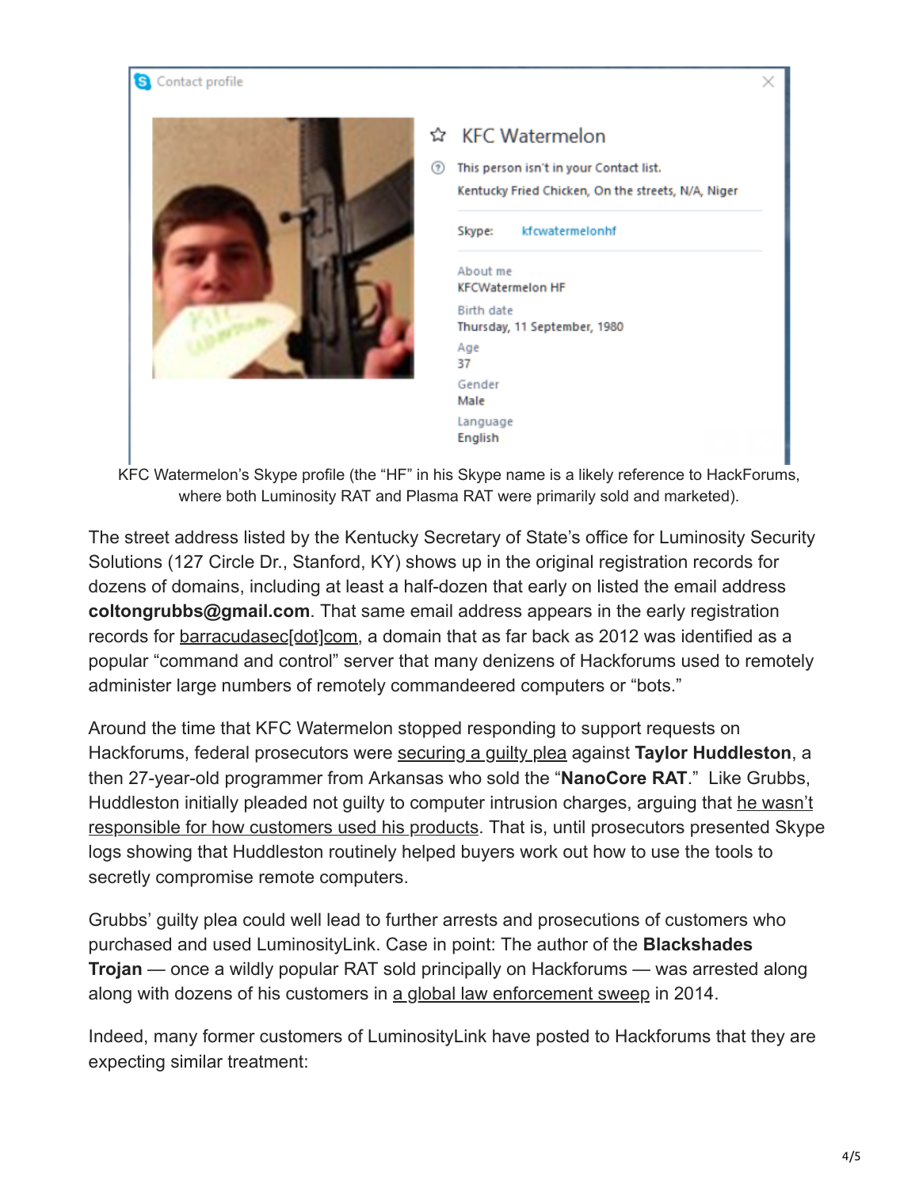KFC Watermelon's Skype profile (the "HF" in his Skype name is a likely reference to HackForums, where both Luminosity RAT and Plasma RAT were primarily sold and marketed).

The street address listed by the Kentucky Secretary of State's office for Luminosity Security Solutions (127 Circle Dr., Stanford, KY) shows up in the original registration records for dozens of domains, including at least a half-dozen that early on listed the email address **coltongrubbs@gmail.com**. That same email address appears in the early registration records for barracudasec[dot]com, a domain that as far back as 2012 was identified as a popular "command and control" server that many denizens of Hackforums used to remotely administer large numbers of remotely commandeered computers or "bots."

Around the time that KFC Watermelon stopped responding to support requests on Hackforums, federal prosecutors were securing a guilty plea against **Taylor Huddleston**, a then 27-year-old programmer from Arkansas who sold the "**NanoCore RAT**." Like Grubbs, Huddleston initially pleaded not guilty to computer intrusion charges, arguing that he wasn't responsible for how customers used his products. That is, until prosecutors presented Skype logs showing that Huddleston routinely helped buyers work out how to use the tools to secretly compromise remote computers.

Grubbs' guilty plea could well lead to further arrests and prosecutions of customers who purchased and used LuminosityLink. Case in point: The author of the **Blackshades Trojan** — once a wildly popular RAT sold principally on Hackforums — was arrested along along with dozens of his customers in a global law enforcement sweep in 2014.

Indeed, many former customers of LuminosityLink have posted to Hackforums that they are expecting similar treatment: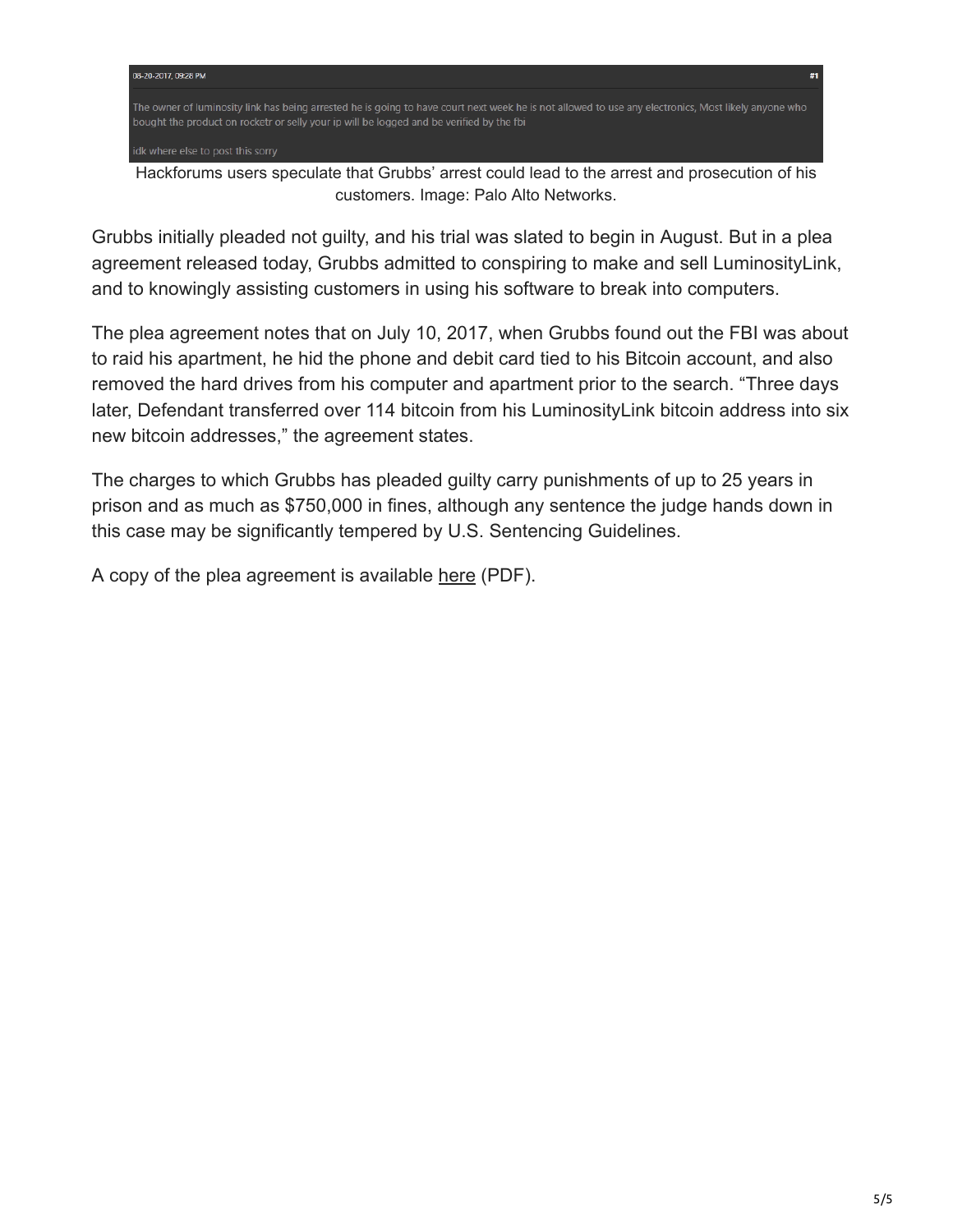08-20-2017, 09:28 PM #1

The owner of luminosity link has being arrested he is going to have court next week he is not allowed to use any electronics, Most likely anyone who bought the product on rocketr or selly your ip will be logged and be verified by the fbi

idk where else to post this sorry

Hackforums users speculate that Grubbs' arrest could lead to the arrest and prosecution of his customers. Image: Palo Alto Networks.

Grubbs initially pleaded not guilty, and his trial was slated to begin in August. But in a plea agreement released today, Grubbs admitted to conspiring to make and sell LuminosityLink, and to knowingly assisting customers in using his software to break into computers.

The plea agreement notes that on July 10, 2017, when Grubbs found out the FBI was about to raid his apartment, he hid the phone and debit card tied to his Bitcoin account, and also removed the hard drives from his computer and apartment prior to the search. "Three days later, Defendant transferred over 114 bitcoin from his LuminosityLink bitcoin address into six new bitcoin addresses," the agreement states.

The charges to which Grubbs has pleaded guilty carry punishments of up to 25 years in prison and as much as $750,000 in fines, although any sentence the judge hands down in this case may be significantly tempered by U.S. Sentencing Guidelines.

A copy of the plea agreement is available here (PDF).